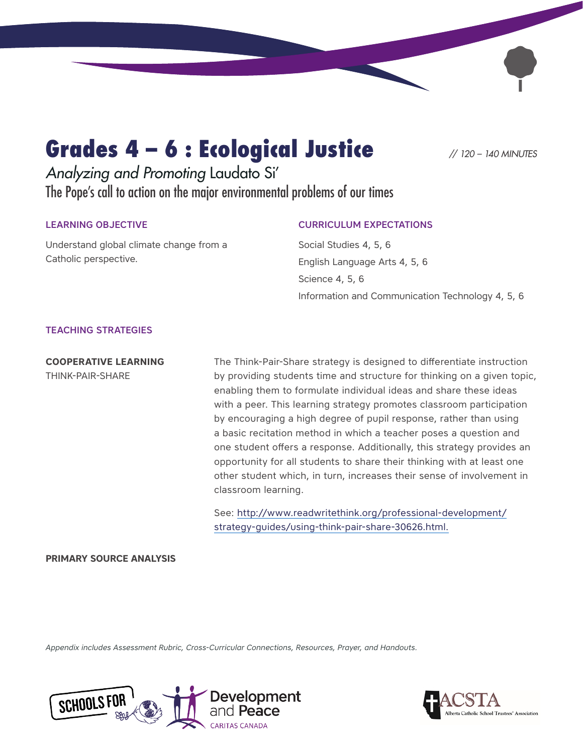# Grades 4 – 6 : Ecological Justice

*// 120 – 140 MINUTES*

*Analyzing and Promoting* Laudato Si'

The Pope's call to action on the major environmental problems of our times

## LEARNING OBJECTIVE

Understand global climate change from a Catholic perspective.

## CURRICULUM EXPECTATIONS

Social Studies 4, 5, 6

English Language Arts 4, 5, 6

Science 4, 5, 6

Information and Communication Technology 4, 5, 6

## TEACHING STRATEGIES

**COOPERATIVE LEARNING**

THINK-PAIR-SHARE

The Think-Pair-Share strategy is designed to differentiate instruction by providing students time and structure for thinking on a given topic, enabling them to formulate individual ideas and share these ideas with a peer. This learning strategy promotes classroom participation by encouraging a high degree of pupil response, rather than using a basic recitation method in which a teacher poses a question and one student offers a response. Additionally, this strategy provides an opportunity for all students to share their thinking with at least one other student which, in turn, increases their sense of involvement in classroom learning.

See: http://www.readwritethink.org/professional-development/strategy-guides/using-think-pair-share-30626.html.

**PRIMARY SOURCE ANALYSIS**

*Appendix includes Assessment Rubric, Cross-Curricular Connections, Resources, Prayer, and Handouts.*

SCHOOLS FOR Development and Peace CARITAS CANADA

ACSTA Alberta Catholic School Trustees' Association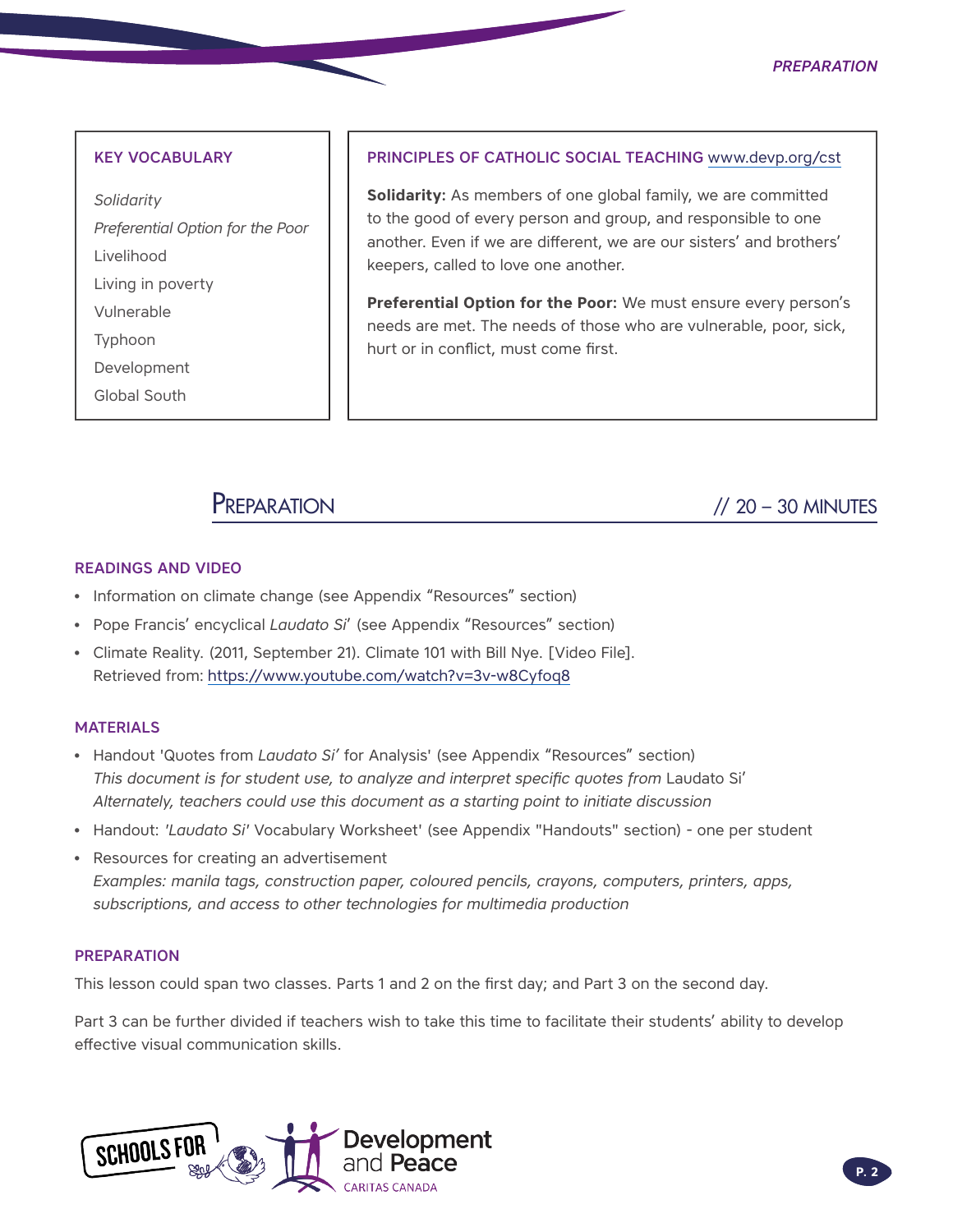### KEY VOCABULARY

*Solidarity*

*Preferential Option for the Poor*

Livelihood

Living in poverty

Vulnerable

Typhoon

Development

Global South

### PRINCIPLES OF CATHOLIC SOCIAL TEACHING www.devp.org/cst

**Solidarity:** As members of one global family, we are committed to the good of every person and group, and responsible to one another. Even if we are different, we are our sisters' and brothers' keepers, called to love one another.

**Preferential Option for the Poor:** We must ensure every person's needs are met. The needs of those who are vulnerable, poor, sick, hurt or in conflict, must come first.

## Preparation // 20 – 30 MINUTES

### READINGS AND VIDEO

- Information on climate change (see Appendix "Resources" section)
- Pope Francis' encyclical *Laudato Si*' (see Appendix "Resources" section)
- Climate Reality. (2011, September 21). Climate 101 with Bill Nye. [Video File]. Retrieved from: https://www.youtube.com/watch?v=3v-w8Cyfoq8

### MATERIALS

- Handout 'Quotes from *Laudato Si'* for Analysis' (see Appendix "Resources" section)
  *This document is for student use, to analyze and interpret specific quotes from* Laudato Si'
  *Alternately, teachers could use this document as a starting point to initiate discussion*
- Handout: *'Laudato Si'* Vocabulary Worksheet' (see Appendix "Handouts" section) - one per student
- Resources for creating an advertisement
  *Examples: manila tags, construction paper, coloured pencils, crayons, computers, printers, apps, subscriptions, and access to other technologies for multimedia production*

### PREPARATION

This lesson could span two classes. Parts 1 and 2 on the first day; and Part 3 on the second day.

Part 3 can be further divided if teachers wish to take this time to facilitate their students' ability to develop effective visual communication skills.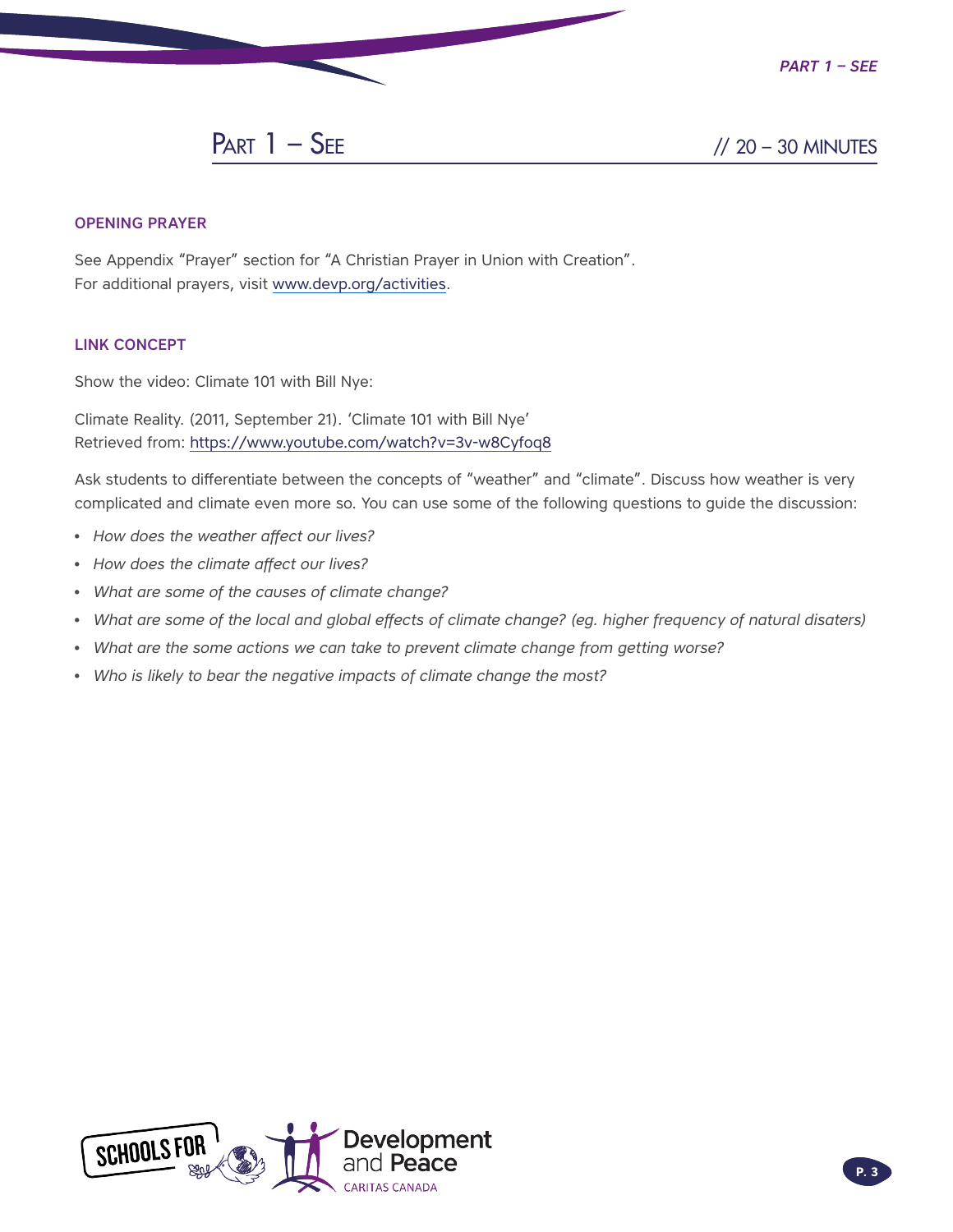## Part 1 – See

// 20 – 30 MINUTES

### OPENING PRAYER

See Appendix "Prayer" section for "A Christian Prayer in Union with Creation".
For additional prayers, visit www.devp.org/activities.

### LINK CONCEPT

Show the video: Climate 101 with Bill Nye:

Climate Reality. (2011, September 21). 'Climate 101 with Bill Nye'
Retrieved from: https://www.youtube.com/watch?v=3v-w8Cyfoq8

Ask students to differentiate between the concepts of "weather" and "climate". Discuss how weather is very complicated and climate even more so. You can use some of the following questions to guide the discussion:

- *How does the weather affect our lives?*
- *How does the climate affect our lives?*
- *What are some of the causes of climate change?*
- *What are some of the local and global effects of climate change? (eg. higher frequency of natural disaters)*
- *What are the some actions we can take to prevent climate change from getting worse?*
- *Who is likely to bear the negative impacts of climate change the most?*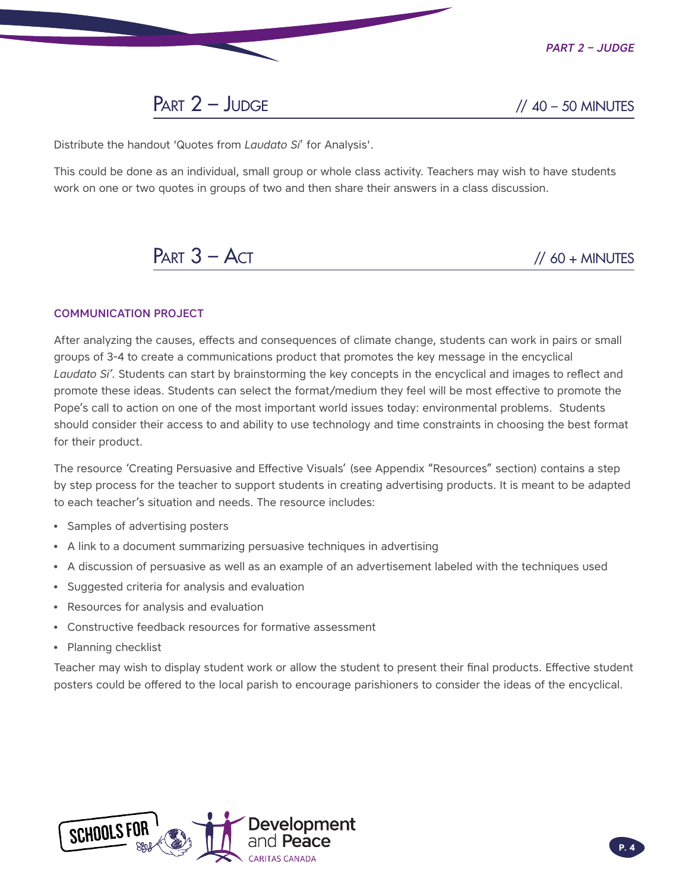## Part 2 – Judge

// 40 – 50 MINUTES

Distribute the handout 'Quotes from *Laudato Si*' for Analysis'.

This could be done as an individual, small group or whole class activity. Teachers may wish to have students work on one or two quotes in groups of two and then share their answers in a class discussion.

## Part 3 – Act

// 60 + MINUTES

### COMMUNICATION PROJECT

After analyzing the causes, effects and consequences of climate change, students can work in pairs or small groups of 3-4 to create a communications product that promotes the key message in the encyclical *Laudato Si'*. Students can start by brainstorming the key concepts in the encyclical and images to reflect and promote these ideas. Students can select the format/medium they feel will be most effective to promote the Pope's call to action on one of the most important world issues today: environmental problems. Students should consider their access to and ability to use technology and time constraints in choosing the best format for their product.

The resource 'Creating Persuasive and Effective Visuals' (see Appendix "Resources" section) contains a step by step process for the teacher to support students in creating advertising products. It is meant to be adapted to each teacher's situation and needs. The resource includes:

- Samples of advertising posters
- A link to a document summarizing persuasive techniques in advertising
- A discussion of persuasive as well as an example of an advertisement labeled with the techniques used
- Suggested criteria for analysis and evaluation
- Resources for analysis and evaluation
- Constructive feedback resources for formative assessment
- Planning checklist

Teacher may wish to display student work or allow the student to present their final products. Effective student posters could be offered to the local parish to encourage parishioners to consider the ideas of the encyclical.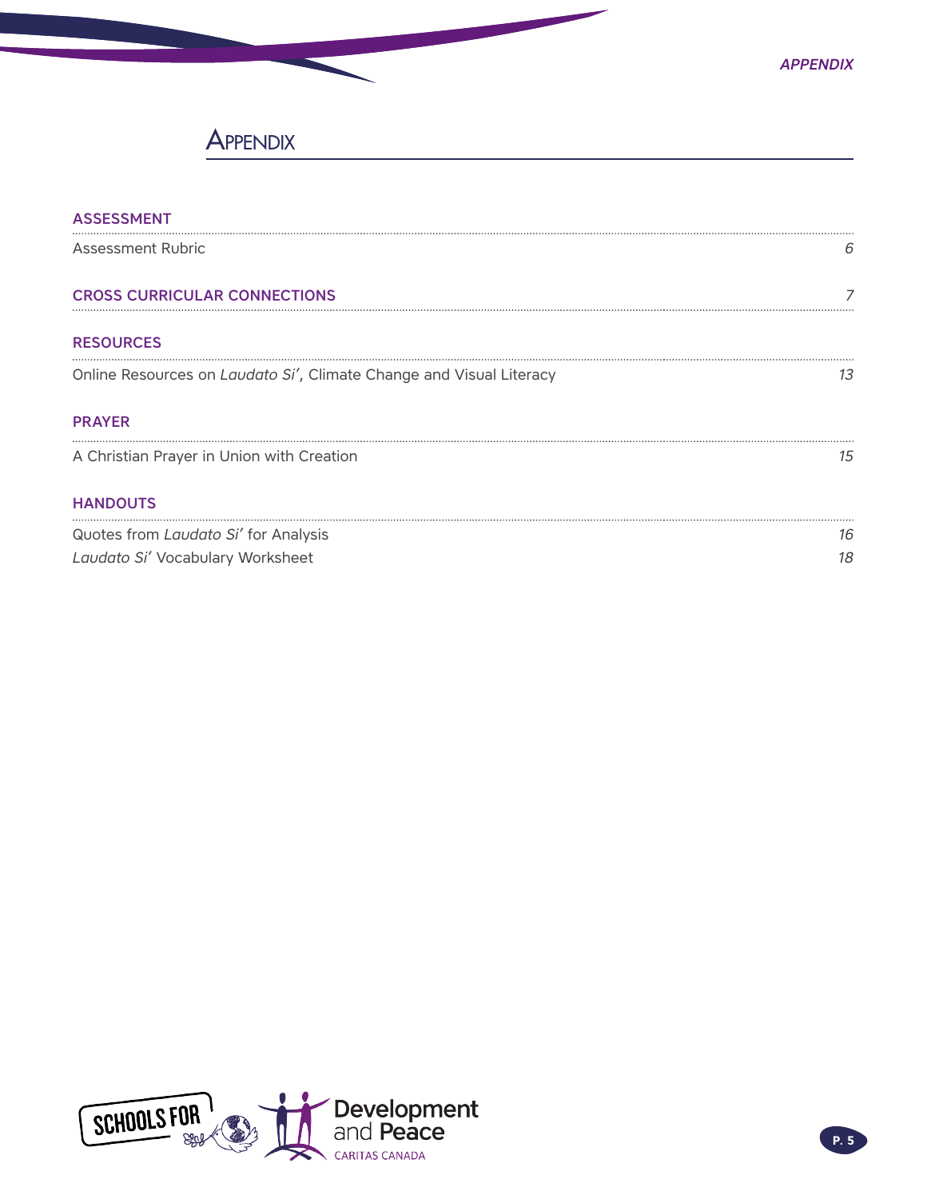# Appendix

## ASSESSMENT

Assessment Rubric ..... *6*

## CROSS CURRICULAR CONNECTIONS ..... *7*

## RESOURCES

Online Resources on *Laudato Si'*, Climate Change and Visual Literacy ..... *13*

## PRAYER

A Christian Prayer in Union with Creation ..... *15*

## HANDOUTS

Quotes from *Laudato Si'* for Analysis ..... *16*

*Laudato Si'* Vocabulary Worksheet ..... *18*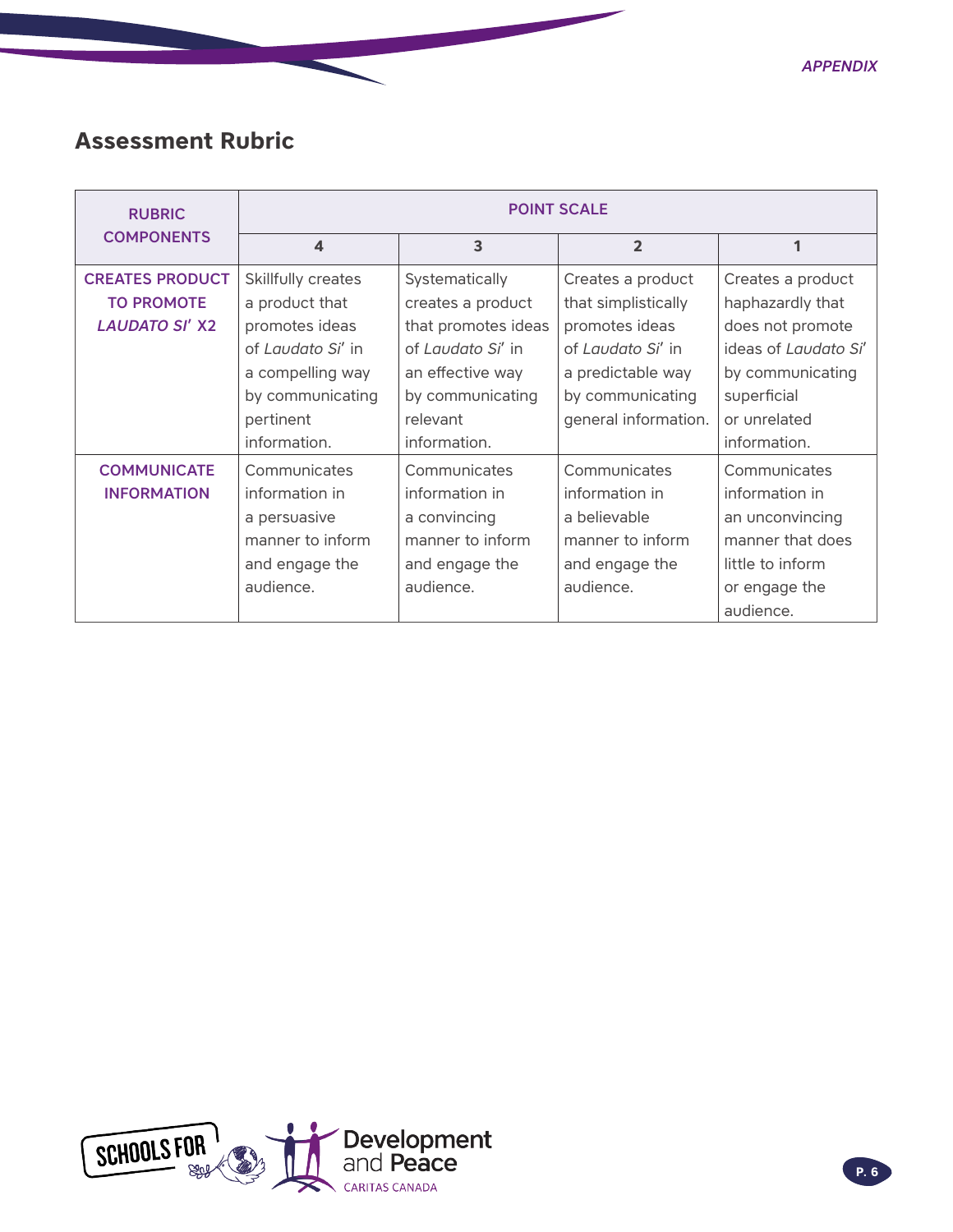## Assessment Rubric

| RUBRIC COMPONENTS | POINT SCALE | | | |
|---|---|---|---|---|
| | 4 | 3 | 2 | 1 |
| CREATES PRODUCT TO PROMOTE *LAUDATO SI'* X2 | Skillfully creates a product that promotes ideas of *Laudato Si'* in a compelling way by communicating pertinent information. | Systematically creates a product that promotes ideas of *Laudato Si'* in an effective way by communicating relevant information. | Creates a product that simplistically promotes ideas of *Laudato Si'* in a predictable way by communicating general information. | Creates a product haphazardly that does not promote ideas of *Laudato Si'* by communicating superficial or unrelated information. |
| COMMUNICATE INFORMATION | Communicates information in a persuasive manner to inform and engage the audience. | Communicates information in a convincing manner to inform and engage the audience. | Communicates information in a believable manner to inform and engage the audience. | Communicates information in an unconvincing manner that does little to inform or engage the audience. |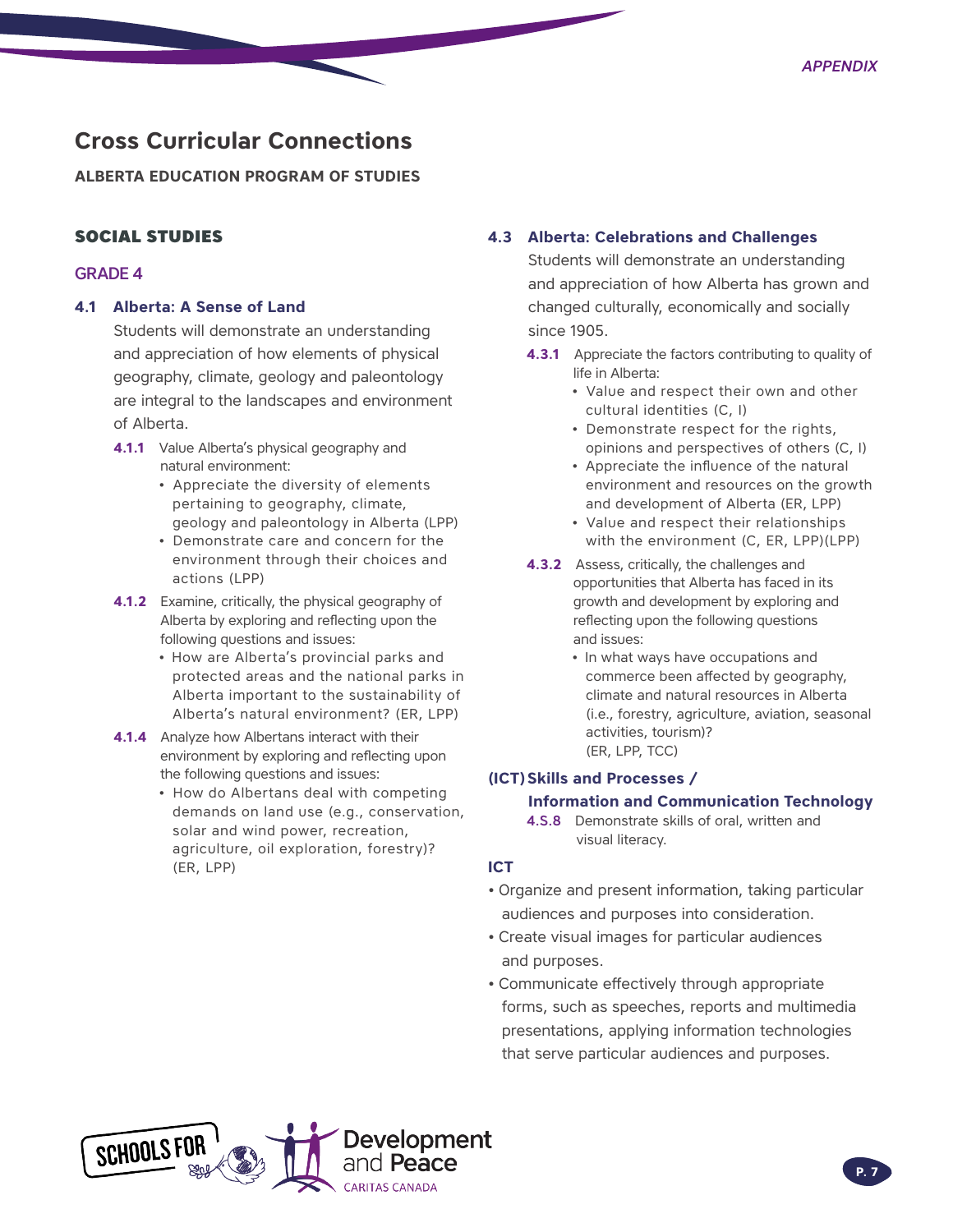# Cross Curricular Connections

**ALBERTA EDUCATION PROGRAM OF STUDIES**

## SOCIAL STUDIES

### GRADE 4

#### 4.1 Alberta: A Sense of Land

Students will demonstrate an understanding and appreciation of how elements of physical geography, climate, geology and paleontology are integral to the landscapes and environment of Alberta.

**4.1.1** Value Alberta's physical geography and natural environment:

- Appreciate the diversity of elements pertaining to geography, climate, geology and paleontology in Alberta (LPP)
- Demonstrate care and concern for the environment through their choices and actions (LPP)

**4.1.2** Examine, critically, the physical geography of Alberta by exploring and reflecting upon the following questions and issues:

- How are Alberta's provincial parks and protected areas and the national parks in Alberta important to the sustainability of Alberta's natural environment? (ER, LPP)

**4.1.4** Analyze how Albertans interact with their environment by exploring and reflecting upon the following questions and issues:

- How do Albertans deal with competing demands on land use (e.g., conservation, solar and wind power, recreation, agriculture, oil exploration, forestry)? (ER, LPP)

#### 4.3 Alberta: Celebrations and Challenges

Students will demonstrate an understanding and appreciation of how Alberta has grown and changed culturally, economically and socially since 1905.

**4.3.1** Appreciate the factors contributing to quality of life in Alberta:

- Value and respect their own and other cultural identities (C, I)
- Demonstrate respect for the rights, opinions and perspectives of others (C, I)
- Appreciate the influence of the natural environment and resources on the growth and development of Alberta (ER, LPP)
- Value and respect their relationships with the environment (C, ER, LPP)(LPP)

**4.3.2** Assess, critically, the challenges and opportunities that Alberta has faced in its growth and development by exploring and reflecting upon the following questions and issues:

- In what ways have occupations and commerce been affected by geography, climate and natural resources in Alberta (i.e., forestry, agriculture, aviation, seasonal activities, tourism)? (ER, LPP, TCC)

#### (ICT) Skills and Processes / Information and Communication Technology

**4.S.8** Demonstrate skills of oral, written and visual literacy.

#### ICT

- Organize and present information, taking particular audiences and purposes into consideration.
- Create visual images for particular audiences and purposes.
- Communicate effectively through appropriate forms, such as speeches, reports and multimedia presentations, applying information technologies that serve particular audiences and purposes.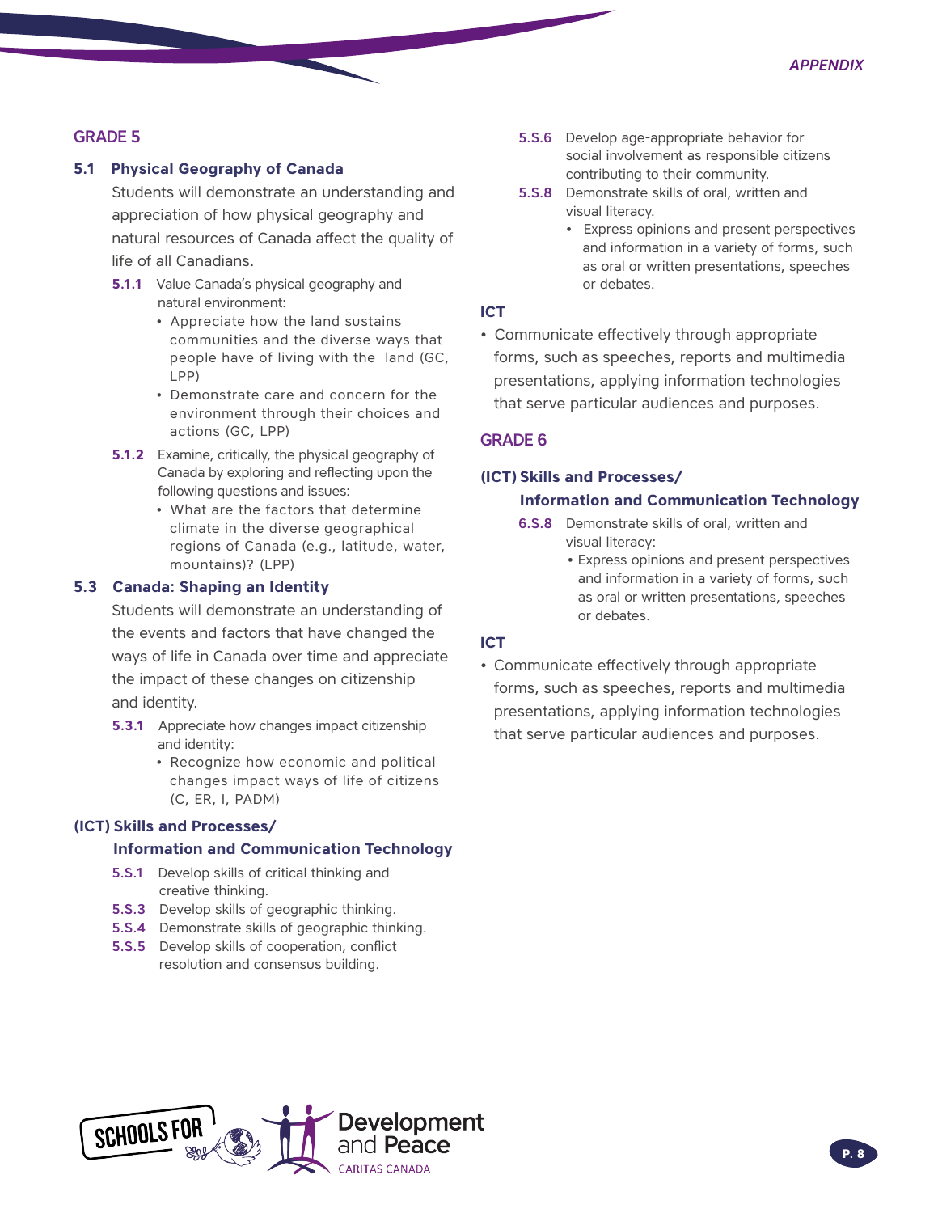## GRADE 5

### 5.1 Physical Geography of Canada

Students will demonstrate an understanding and appreciation of how physical geography and natural resources of Canada affect the quality of life of all Canadians.

**5.1.1** Value Canada's physical geography and natural environment:

- Appreciate how the land sustains communities and the diverse ways that people have of living with the land (GC, LPP)
- Demonstrate care and concern for the environment through their choices and actions (GC, LPP)

**5.1.2** Examine, critically, the physical geography of Canada by exploring and reflecting upon the following questions and issues:

- What are the factors that determine climate in the diverse geographical regions of Canada (e.g., latitude, water, mountains)? (LPP)

### 5.3 Canada: Shaping an Identity

Students will demonstrate an understanding of the events and factors that have changed the ways of life in Canada over time and appreciate the impact of these changes on citizenship and identity.

**5.3.1** Appreciate how changes impact citizenship and identity:

- Recognize how economic and political changes impact ways of life of citizens (C, ER, I, PADM)

### (ICT) Skills and Processes/ Information and Communication Technology

**5.S.1** Develop skills of critical thinking and creative thinking.

**5.S.3** Develop skills of geographic thinking.

**5.S.4** Demonstrate skills of geographic thinking.

**5.S.5** Develop skills of cooperation, conflict resolution and consensus building.

**5.S.6** Develop age-appropriate behavior for social involvement as responsible citizens contributing to their community.

**5.S.8** Demonstrate skills of oral, written and visual literacy.

- Express opinions and present perspectives and information in a variety of forms, such as oral or written presentations, speeches or debates.

### ICT

- Communicate effectively through appropriate forms, such as speeches, reports and multimedia presentations, applying information technologies that serve particular audiences and purposes.

## GRADE 6

### (ICT) Skills and Processes/ Information and Communication Technology

**6.S.8** Demonstrate skills of oral, written and visual literacy:

- Express opinions and present perspectives and information in a variety of forms, such as oral or written presentations, speeches or debates.

### ICT

- Communicate effectively through appropriate forms, such as speeches, reports and multimedia presentations, applying information technologies that serve particular audiences and purposes.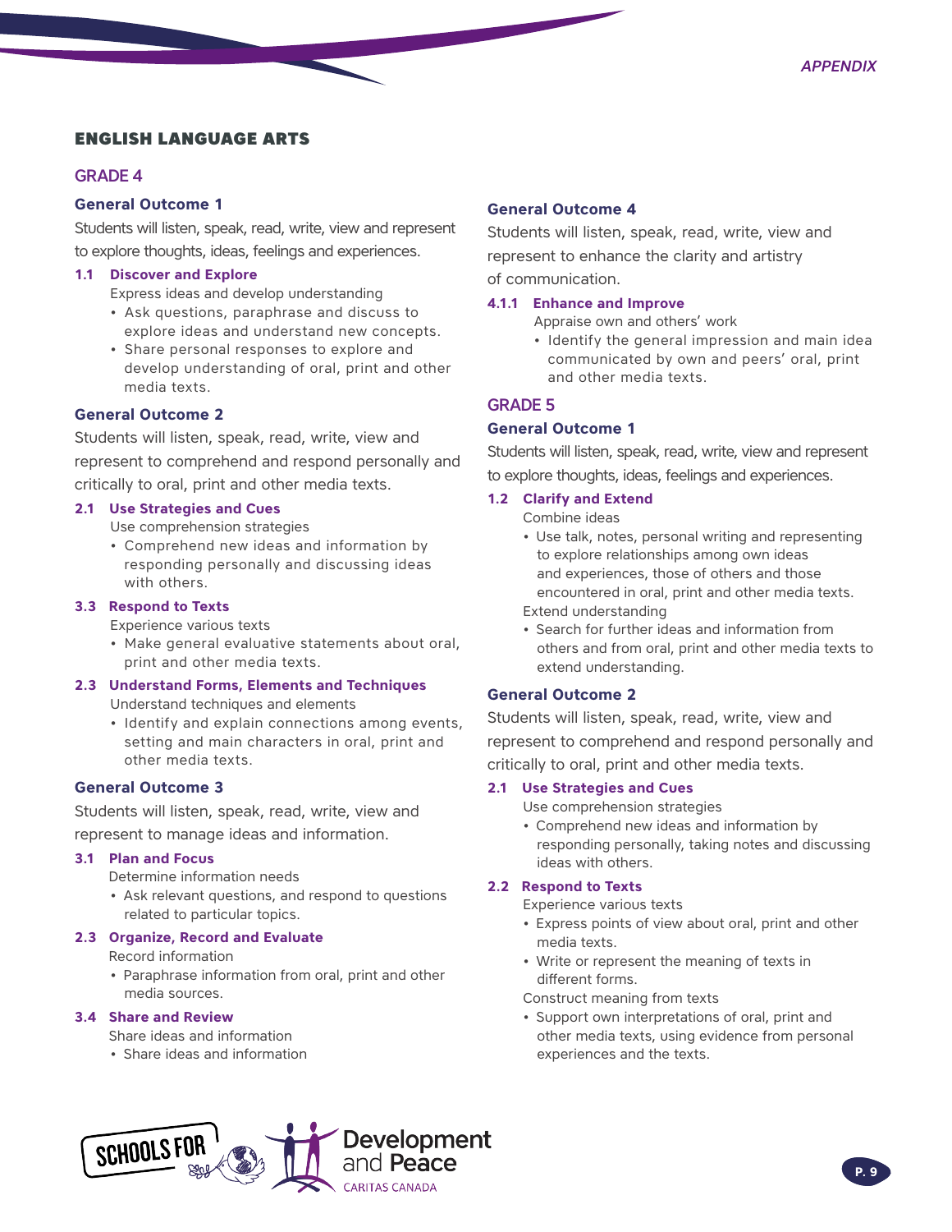# ENGLISH LANGUAGE ARTS

## GRADE 4

### General Outcome 1

Students will listen, speak, read, write, view and represent to explore thoughts, ideas, feelings and experiences.

**1.1 Discover and Explore**

Express ideas and develop understanding

- Ask questions, paraphrase and discuss to explore ideas and understand new concepts.
- Share personal responses to explore and develop understanding of oral, print and other media texts.

### General Outcome 2

Students will listen, speak, read, write, view and represent to comprehend and respond personally and critically to oral, print and other media texts.

**2.1 Use Strategies and Cues**

Use comprehension strategies

- Comprehend new ideas and information by responding personally and discussing ideas with others.

**3.3 Respond to Texts**

Experience various texts

- Make general evaluative statements about oral, print and other media texts.

**2.3 Understand Forms, Elements and Techniques**

Understand techniques and elements

- Identify and explain connections among events, setting and main characters in oral, print and other media texts.

### General Outcome 3

Students will listen, speak, read, write, view and represent to manage ideas and information.

**3.1 Plan and Focus**

Determine information needs

- Ask relevant questions, and respond to questions related to particular topics.

**2.3 Organize, Record and Evaluate**

Record information

- Paraphrase information from oral, print and other media sources.

**3.4 Share and Review**

Share ideas and information

- Share ideas and information

### General Outcome 4

Students will listen, speak, read, write, view and represent to enhance the clarity and artistry of communication.

**4.1.1 Enhance and Improve**

Appraise own and others' work

- Identify the general impression and main idea communicated by own and peers' oral, print and other media texts.

## GRADE 5

### General Outcome 1

Students will listen, speak, read, write, view and represent to explore thoughts, ideas, feelings and experiences.

**1.2 Clarify and Extend**

Combine ideas

- Use talk, notes, personal writing and representing to explore relationships among own ideas and experiences, those of others and those encountered in oral, print and other media texts.

Extend understanding

- Search for further ideas and information from others and from oral, print and other media texts to extend understanding.

### General Outcome 2

Students will listen, speak, read, write, view and represent to comprehend and respond personally and critically to oral, print and other media texts.

**2.1 Use Strategies and Cues**

Use comprehension strategies

- Comprehend new ideas and information by responding personally, taking notes and discussing ideas with others.

**2.2 Respond to Texts**

Experience various texts

- Express points of view about oral, print and other media texts.
- Write or represent the meaning of texts in different forms.

Construct meaning from texts

- Support own interpretations of oral, print and other media texts, using evidence from personal experiences and the texts.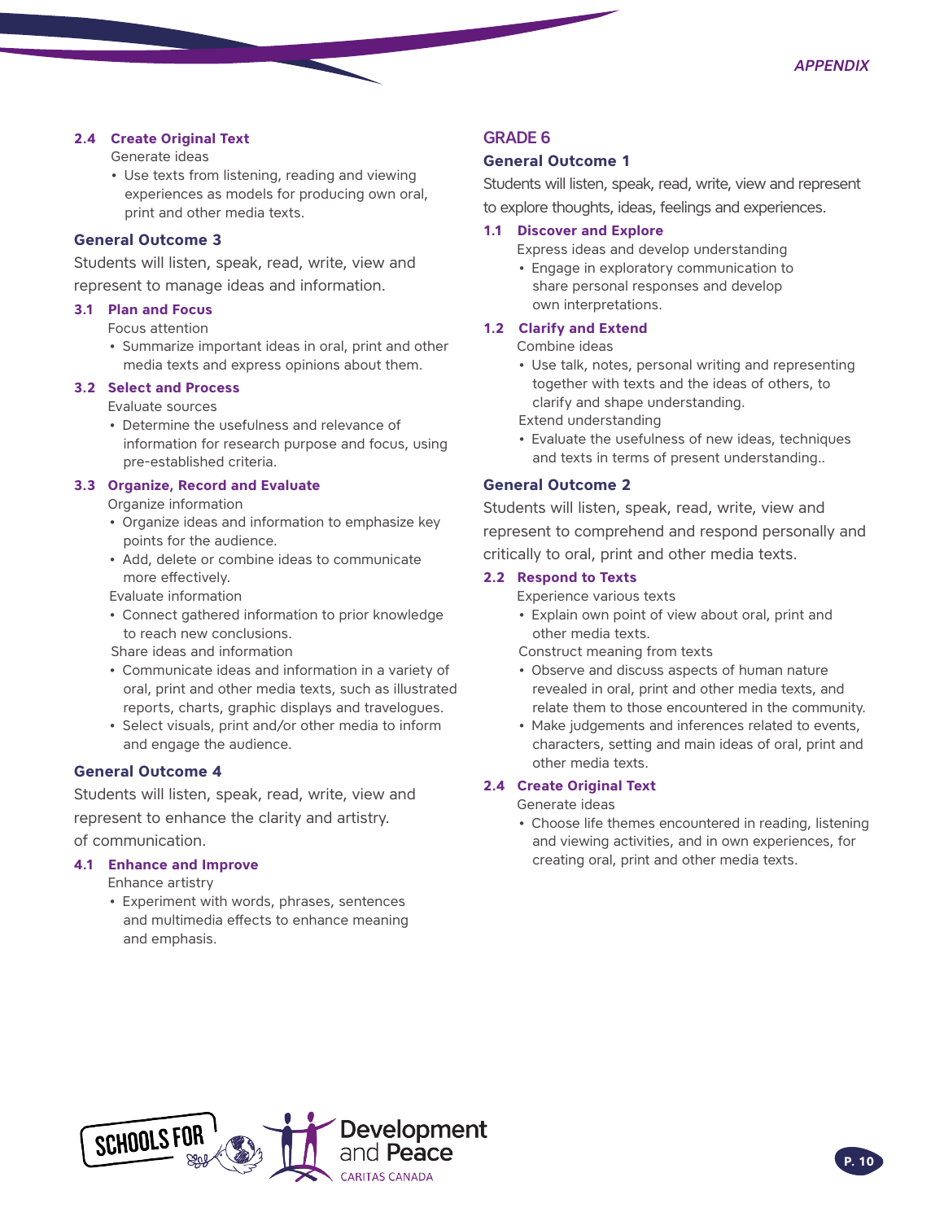### 2.4 Create Original Text

Generate ideas

- Use texts from listening, reading and viewing experiences as models for producing own oral, print and other media texts.

### General Outcome 3

Students will listen, speak, read, write, view and represent to manage ideas and information.

#### 3.1 Plan and Focus

Focus attention

- Summarize important ideas in oral, print and other media texts and express opinions about them.

#### 3.2 Select and Process

Evaluate sources

- Determine the usefulness and relevance of information for research purpose and focus, using pre-established criteria.

#### 3.3 Organize, Record and Evaluate

Organize information

- Organize ideas and information to emphasize key points for the audience.
- Add, delete or combine ideas to communicate more effectively.

Evaluate information

- Connect gathered information to prior knowledge to reach new conclusions.

Share ideas and information

- Communicate ideas and information in a variety of oral, print and other media texts, such as illustrated reports, charts, graphic displays and travelogues.
- Select visuals, print and/or other media to inform and engage the audience.

### General Outcome 4

Students will listen, speak, read, write, view and represent to enhance the clarity and artistry. of communication.

#### 4.1 Enhance and Improve

Enhance artistry

- Experiment with words, phrases, sentences and multimedia effects to enhance meaning and emphasis.

## GRADE 6

### General Outcome 1

Students will listen, speak, read, write, view and represent to explore thoughts, ideas, feelings and experiences.

#### 1.1 Discover and Explore

Express ideas and develop understanding

- Engage in exploratory communication to share personal responses and develop own interpretations.

#### 1.2 Clarify and Extend

Combine ideas

- Use talk, notes, personal writing and representing together with texts and the ideas of others, to clarify and shape understanding.

Extend understanding

- Evaluate the usefulness of new ideas, techniques and texts in terms of present understanding..

### General Outcome 2

Students will listen, speak, read, write, view and represent to comprehend and respond personally and critically to oral, print and other media texts.

#### 2.2 Respond to Texts

Experience various texts

- Explain own point of view about oral, print and other media texts.

Construct meaning from texts

- Observe and discuss aspects of human nature revealed in oral, print and other media texts, and relate them to those encountered in the community.
- Make judgements and inferences related to events, characters, setting and main ideas of oral, print and other media texts.

#### 2.4 Create Original Text

Generate ideas

- Choose life themes encountered in reading, listening and viewing activities, and in own experiences, for creating oral, print and other media texts.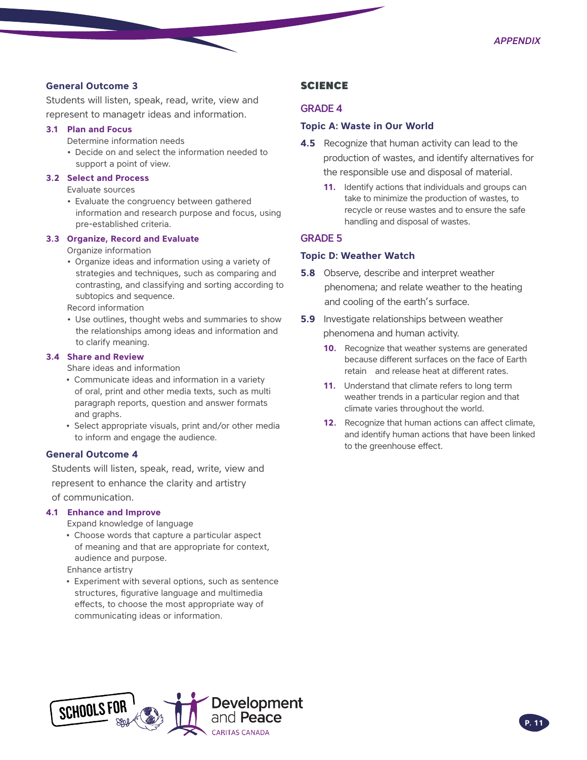### General Outcome 3

Students will listen, speak, read, write, view and represent to managetr ideas and information.

**3.1 Plan and Focus**

Determine information needs

- Decide on and select the information needed to support a point of view.

**3.2 Select and Process**

Evaluate sources

- Evaluate the congruency between gathered information and research purpose and focus, using pre-established criteria.

**3.3 Organize, Record and Evaluate**

Organize information

- Organize ideas and information using a variety of strategies and techniques, such as comparing and contrasting, and classifying and sorting according to subtopics and sequence.

Record information

- Use outlines, thought webs and summaries to show the relationships among ideas and information and to clarify meaning.

**3.4 Share and Review**

Share ideas and information

- Communicate ideas and information in a variety of oral, print and other media texts, such as multi paragraph reports, question and answer formats and graphs.
- Select appropriate visuals, print and/or other media to inform and engage the audience.

### General Outcome 4

Students will listen, speak, read, write, view and represent to enhance the clarity and artistry of communication.

**4.1 Enhance and Improve**

Expand knowledge of language

- Choose words that capture a particular aspect of meaning and that are appropriate for context, audience and purpose.

Enhance artistry

- Experiment with several options, such as sentence structures, figurative language and multimedia effects, to choose the most appropriate way of communicating ideas or information.

## SCIENCE

### GRADE 4

#### Topic A: Waste in Our World

**4.5** Recognize that human activity can lead to the production of wastes, and identify alternatives for the responsible use and disposal of material.

**11.** Identify actions that individuals and groups can take to minimize the production of wastes, to recycle or reuse wastes and to ensure the safe handling and disposal of wastes.

### GRADE 5

#### Topic D: Weather Watch

**5.8** Observe, describe and interpret weather phenomena; and relate weather to the heating and cooling of the earth's surface.

**5.9** Investigate relationships between weather phenomena and human activity.

**10.** Recognize that weather systems are generated because different surfaces on the face of Earth retain and release heat at different rates.

**11.** Understand that climate refers to long term weather trends in a particular region and that climate varies throughout the world.

**12.** Recognize that human actions can affect climate, and identify human actions that have been linked to the greenhouse effect.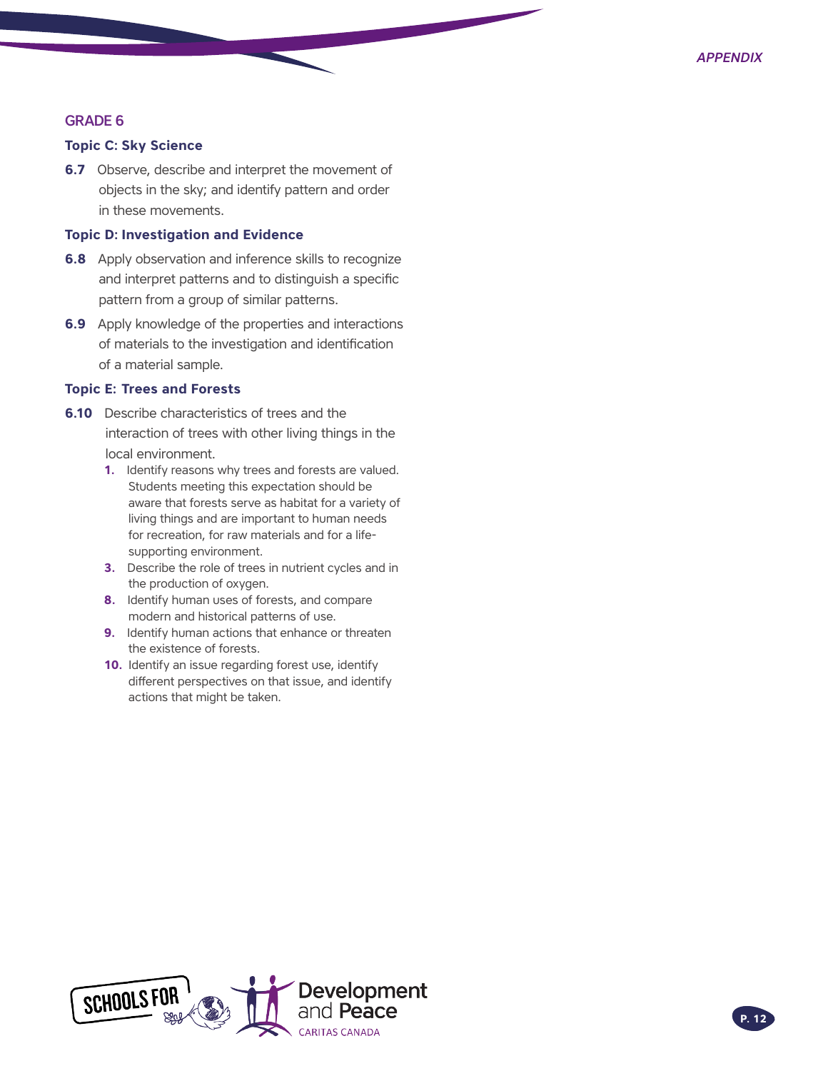## GRADE 6

### Topic C: Sky Science

**6.7** Observe, describe and interpret the movement of objects in the sky; and identify pattern and order in these movements.

### Topic D: Investigation and Evidence

**6.8** Apply observation and inference skills to recognize and interpret patterns and to distinguish a specific pattern from a group of similar patterns.

**6.9** Apply knowledge of the properties and interactions of materials to the investigation and identification of a material sample.

### Topic E: Trees and Forests

**6.10** Describe characteristics of trees and the interaction of trees with other living things in the local environment.

- **1.** Identify reasons why trees and forests are valued. Students meeting this expectation should be aware that forests serve as habitat for a variety of living things and are important to human needs for recreation, for raw materials and for a life-supporting environment.
- **3.** Describe the role of trees in nutrient cycles and in the production of oxygen.
- **8.** Identify human uses of forests, and compare modern and historical patterns of use.
- **9.** Identify human actions that enhance or threaten the existence of forests.
- **10.** Identify an issue regarding forest use, identify different perspectives on that issue, and identify actions that might be taken.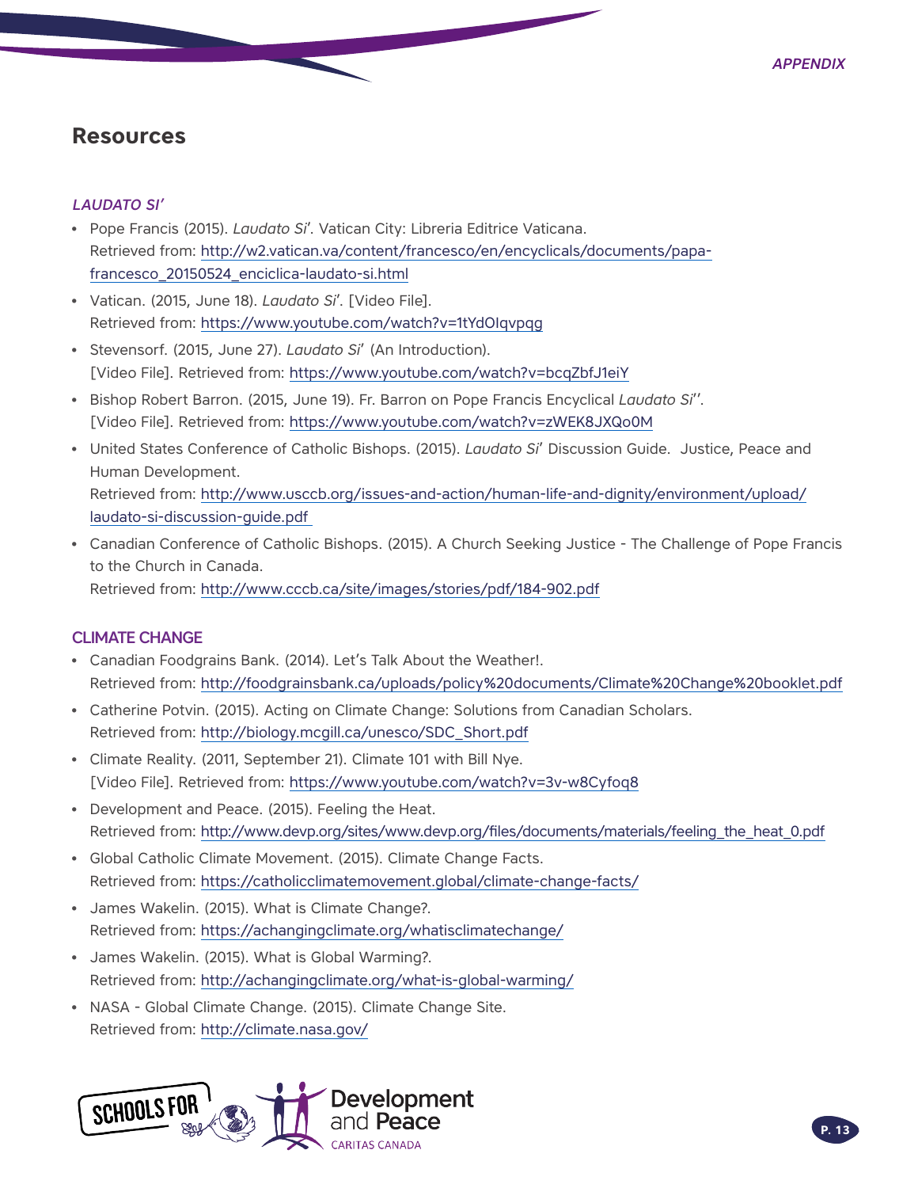## Resources

### *LAUDATO SI'*

- Pope Francis (2015). *Laudato Si'*. Vatican City: Libreria Editrice Vaticana. Retrieved from: http://w2.vatican.va/content/francesco/en/encyclicals/documents/papa-francesco_20150524_enciclica-laudato-si.html
- Vatican. (2015, June 18). *Laudato Si'*. [Video File]. Retrieved from: https://www.youtube.com/watch?v=1tYdOIqvpqg
- Stevensorf. (2015, June 27). *Laudato Si'* (An Introduction). [Video File]. Retrieved from: https://www.youtube.com/watch?v=bcqZbfJ1eiY
- Bishop Robert Barron. (2015, June 19). Fr. Barron on Pope Francis Encyclical *Laudato Si''*. [Video File]. Retrieved from: https://www.youtube.com/watch?v=zWEK8JXQo0M
- United States Conference of Catholic Bishops. (2015). *Laudato Si'* Discussion Guide. Justice, Peace and Human Development. Retrieved from: http://www.usccb.org/issues-and-action/human-life-and-dignity/environment/upload/laudato-si-discussion-guide.pdf
- Canadian Conference of Catholic Bishops. (2015). A Church Seeking Justice - The Challenge of Pope Francis to the Church in Canada. Retrieved from: http://www.cccb.ca/site/images/stories/pdf/184-902.pdf

### CLIMATE CHANGE

- Canadian Foodgrains Bank. (2014). Let's Talk About the Weather!. Retrieved from: http://foodgrainsbank.ca/uploads/policy%20documents/Climate%20Change%20booklet.pdf
- Catherine Potvin. (2015). Acting on Climate Change: Solutions from Canadian Scholars. Retrieved from: http://biology.mcgill.ca/unesco/SDC_Short.pdf
- Climate Reality. (2011, September 21). Climate 101 with Bill Nye. [Video File]. Retrieved from: https://www.youtube.com/watch?v=3v-w8Cyfoq8
- Development and Peace. (2015). Feeling the Heat. Retrieved from: http://www.devp.org/sites/www.devp.org/files/documents/materials/feeling_the_heat_0.pdf
- Global Catholic Climate Movement. (2015). Climate Change Facts. Retrieved from: https://catholicclimatemovement.global/climate-change-facts/
- James Wakelin. (2015). What is Climate Change?. Retrieved from: https://achangingclimate.org/whatisclimatechange/
- James Wakelin. (2015). What is Global Warming?. Retrieved from: http://achangingclimate.org/what-is-global-warming/
- NASA - Global Climate Change. (2015). Climate Change Site. Retrieved from: http://climate.nasa.gov/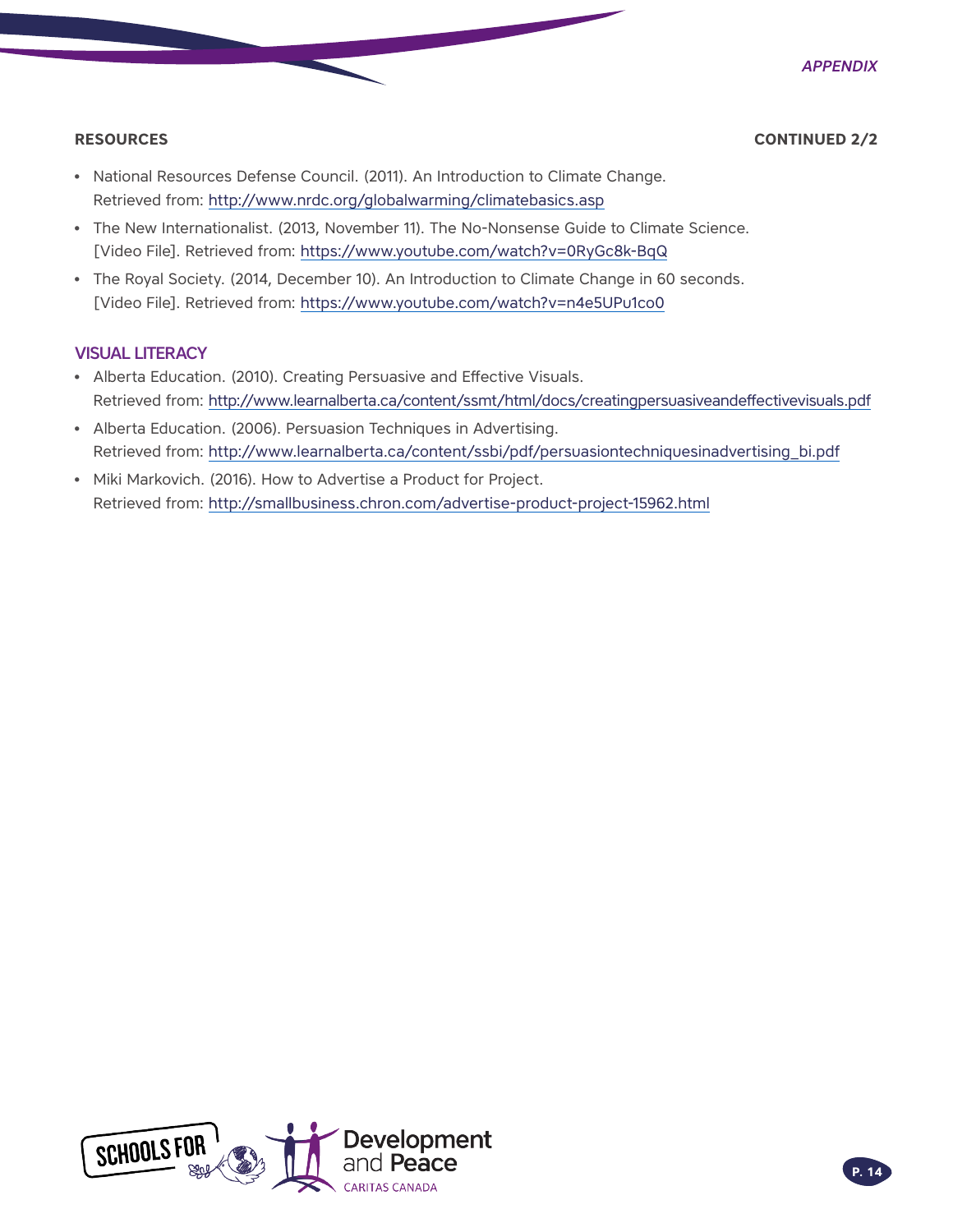## RESOURCES

CONTINUED 2/2

- National Resources Defense Council. (2011). An Introduction to Climate Change. Retrieved from: http://www.nrdc.org/globalwarming/climatebasics.asp
- The New Internationalist. (2013, November 11). The No-Nonsense Guide to Climate Science. [Video File]. Retrieved from: https://www.youtube.com/watch?v=0RyGc8k-BqQ
- The Royal Society. (2014, December 10). An Introduction to Climate Change in 60 seconds. [Video File]. Retrieved from: https://www.youtube.com/watch?v=n4e5UPu1co0

### VISUAL LITERACY

- Alberta Education. (2010). Creating Persuasive and Effective Visuals. Retrieved from: http://www.learnalberta.ca/content/ssmt/html/docs/creatingpersuasiveandeffectivevisuals.pdf
- Alberta Education. (2006). Persuasion Techniques in Advertising. Retrieved from: http://www.learnalberta.ca/content/ssbi/pdf/persuasiontechniquesinadvertising_bi.pdf
- Miki Markovich. (2016). How to Advertise a Product for Project. Retrieved from: http://smallbusiness.chron.com/advertise-product-project-15962.html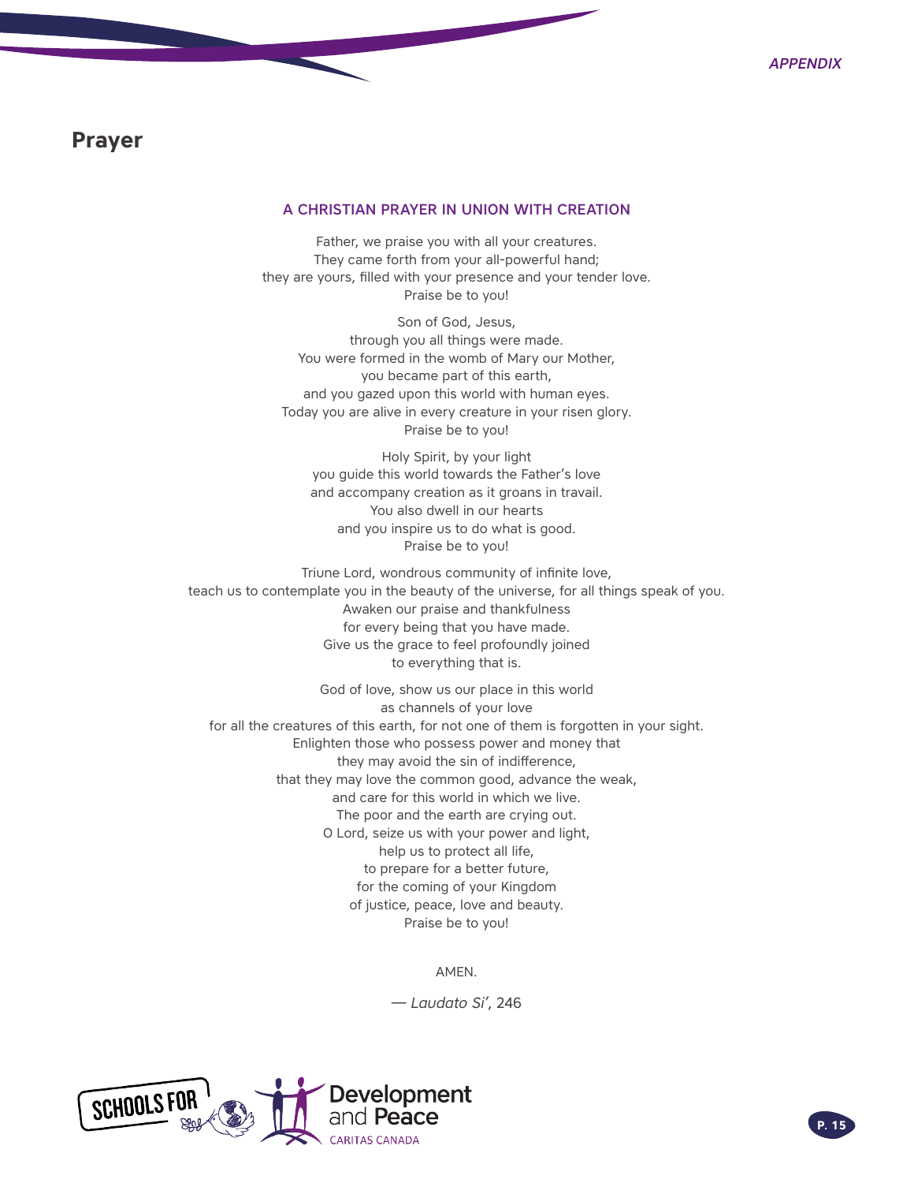## Prayer

### A CHRISTIAN PRAYER IN UNION WITH CREATION

Father, we praise you with all your creatures.
They came forth from your all-powerful hand;
they are yours, filled with your presence and your tender love.
Praise be to you!

Son of God, Jesus,
through you all things were made.
You were formed in the womb of Mary our Mother,
you became part of this earth,
and you gazed upon this world with human eyes.
Today you are alive in every creature in your risen glory.
Praise be to you!

Holy Spirit, by your light
you guide this world towards the Father's love
and accompany creation as it groans in travail.
You also dwell in our hearts
and you inspire us to do what is good.
Praise be to you!

Triune Lord, wondrous community of infinite love,
teach us to contemplate you in the beauty of the universe, for all things speak of you.
Awaken our praise and thankfulness
for every being that you have made.
Give us the grace to feel profoundly joined
to everything that is.

God of love, show us our place in this world
as channels of your love
for all the creatures of this earth, for not one of them is forgotten in your sight.
Enlighten those who possess power and money that
they may avoid the sin of indifference,
that they may love the common good, advance the weak,
and care for this world in which we live.
The poor and the earth are crying out.
O Lord, seize us with your power and light,
help us to protect all life,
to prepare for a better future,
for the coming of your Kingdom
of justice, peace, love and beauty.
Praise be to you!

AMEN.

— *Laudato Si'*, 246

SCHOOLS FOR Development and Peace
CARITAS CANADA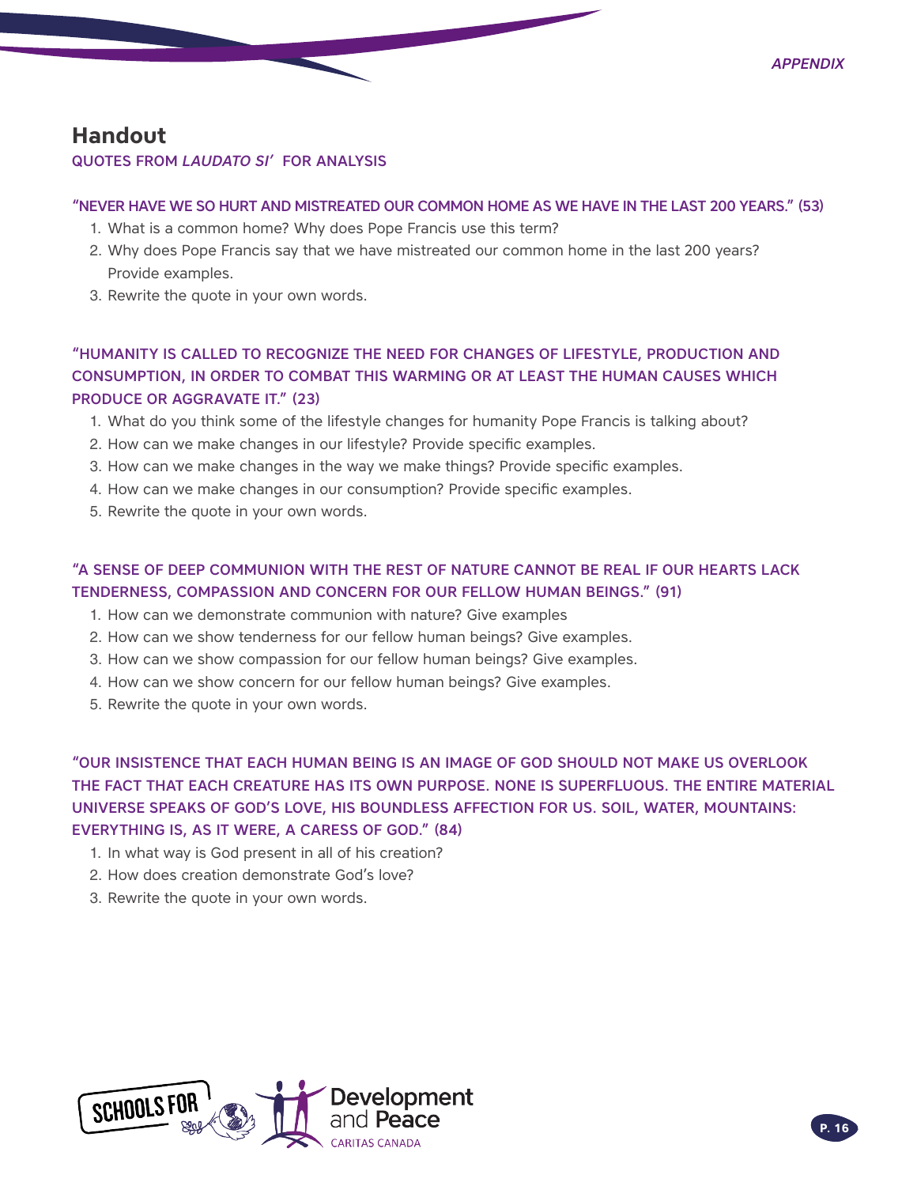## Handout

### QUOTES FROM *LAUDATO SI'* FOR ANALYSIS

#### "NEVER HAVE WE SO HURT AND MISTREATED OUR COMMON HOME AS WE HAVE IN THE LAST 200 YEARS." (53)

1. What is a common home? Why does Pope Francis use this term?
2. Why does Pope Francis say that we have mistreated our common home in the last 200 years? Provide examples.
3. Rewrite the quote in your own words.

#### "HUMANITY IS CALLED TO RECOGNIZE THE NEED FOR CHANGES OF LIFESTYLE, PRODUCTION AND CONSUMPTION, IN ORDER TO COMBAT THIS WARMING OR AT LEAST THE HUMAN CAUSES WHICH PRODUCE OR AGGRAVATE IT." (23)

1. What do you think some of the lifestyle changes for humanity Pope Francis is talking about?
2. How can we make changes in our lifestyle? Provide specific examples.
3. How can we make changes in the way we make things? Provide specific examples.
4. How can we make changes in our consumption? Provide specific examples.
5. Rewrite the quote in your own words.

#### "A SENSE OF DEEP COMMUNION WITH THE REST OF NATURE CANNOT BE REAL IF OUR HEARTS LACK TENDERNESS, COMPASSION AND CONCERN FOR OUR FELLOW HUMAN BEINGS." (91)

1. How can we demonstrate communion with nature? Give examples
2. How can we show tenderness for our fellow human beings? Give examples.
3. How can we show compassion for our fellow human beings? Give examples.
4. How can we show concern for our fellow human beings? Give examples.
5. Rewrite the quote in your own words.

#### "OUR INSISTENCE THAT EACH HUMAN BEING IS AN IMAGE OF GOD SHOULD NOT MAKE US OVERLOOK THE FACT THAT EACH CREATURE HAS ITS OWN PURPOSE. NONE IS SUPERFLUOUS. THE ENTIRE MATERIAL UNIVERSE SPEAKS OF GOD'S LOVE, HIS BOUNDLESS AFFECTION FOR US. SOIL, WATER, MOUNTAINS: EVERYTHING IS, AS IT WERE, A CARESS OF GOD." (84)

1. In what way is God present in all of his creation?
2. How does creation demonstrate God's love?
3. Rewrite the quote in your own words.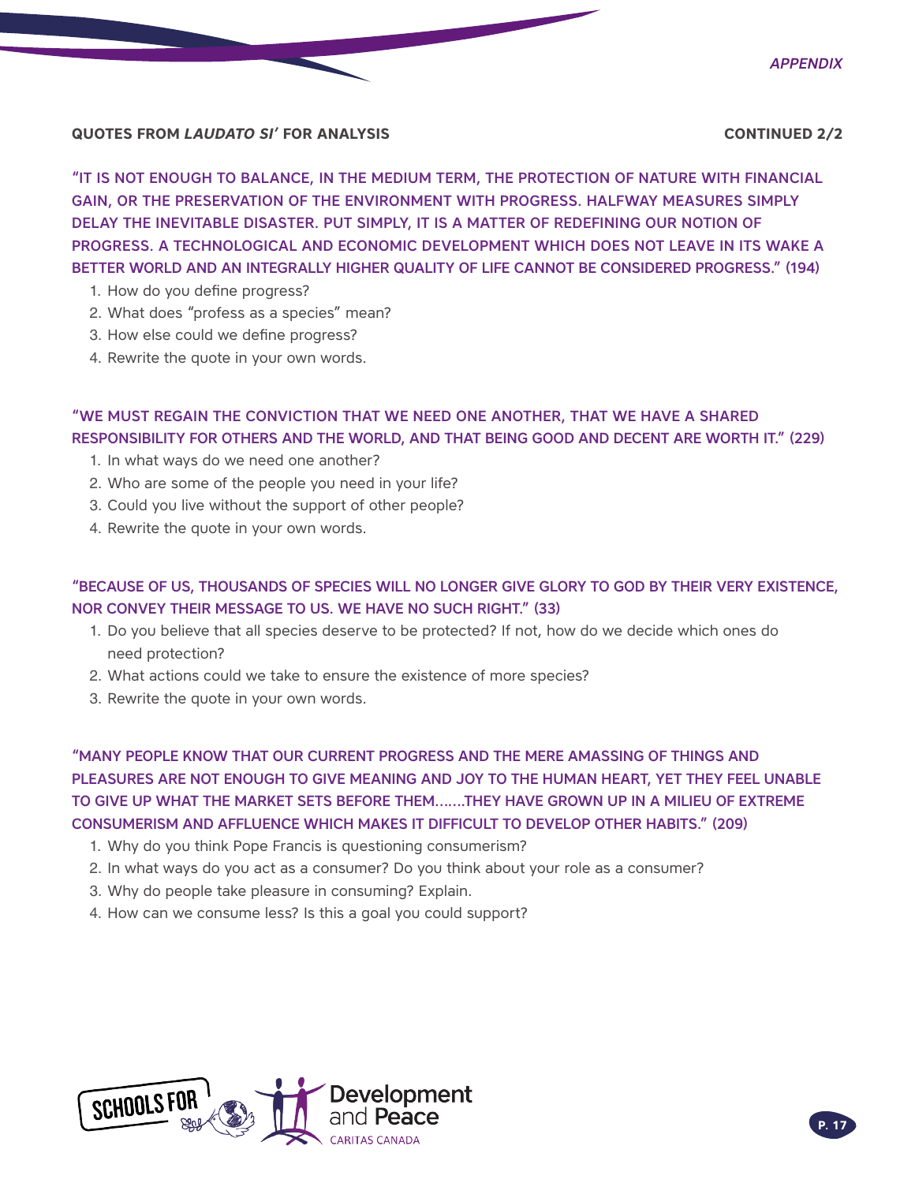## QUOTES FROM *LAUDATO SI'* FOR ANALYSIS

**CONTINUED 2/2**

**"IT IS NOT ENOUGH TO BALANCE, IN THE MEDIUM TERM, THE PROTECTION OF NATURE WITH FINANCIAL GAIN, OR THE PRESERVATION OF THE ENVIRONMENT WITH PROGRESS. HALFWAY MEASURES SIMPLY DELAY THE INEVITABLE DISASTER. PUT SIMPLY, IT IS A MATTER OF REDEFINING OUR NOTION OF PROGRESS. A TECHNOLOGICAL AND ECONOMIC DEVELOPMENT WHICH DOES NOT LEAVE IN ITS WAKE A BETTER WORLD AND AN INTEGRALLY HIGHER QUALITY OF LIFE CANNOT BE CONSIDERED PROGRESS." (194)**

1. How do you define progress?
2. What does "profess as a species" mean?
3. How else could we define progress?
4. Rewrite the quote in your own words.

**"WE MUST REGAIN THE CONVICTION THAT WE NEED ONE ANOTHER, THAT WE HAVE A SHARED RESPONSIBILITY FOR OTHERS AND THE WORLD, AND THAT BEING GOOD AND DECENT ARE WORTH IT." (229)**

1. In what ways do we need one another?
2. Who are some of the people you need in your life?
3. Could you live without the support of other people?
4. Rewrite the quote in your own words.

**"BECAUSE OF US, THOUSANDS OF SPECIES WILL NO LONGER GIVE GLORY TO GOD BY THEIR VERY EXISTENCE, NOR CONVEY THEIR MESSAGE TO US. WE HAVE NO SUCH RIGHT." (33)**

1. Do you believe that all species deserve to be protected? If not, how do we decide which ones do need protection?
2. What actions could we take to ensure the existence of more species?
3. Rewrite the quote in your own words.

**"MANY PEOPLE KNOW THAT OUR CURRENT PROGRESS AND THE MERE AMASSING OF THINGS AND PLEASURES ARE NOT ENOUGH TO GIVE MEANING AND JOY TO THE HUMAN HEART, YET THEY FEEL UNABLE TO GIVE UP WHAT THE MARKET SETS BEFORE THEM.......THEY HAVE GROWN UP IN A MILIEU OF EXTREME CONSUMERISM AND AFFLUENCE WHICH MAKES IT DIFFICULT TO DEVELOP OTHER HABITS." (209)**

1. Why do you think Pope Francis is questioning consumerism?
2. In what ways do you act as a consumer? Do you think about your role as a consumer?
3. Why do people take pleasure in consuming? Explain.
4. How can we consume less? Is this a goal you could support?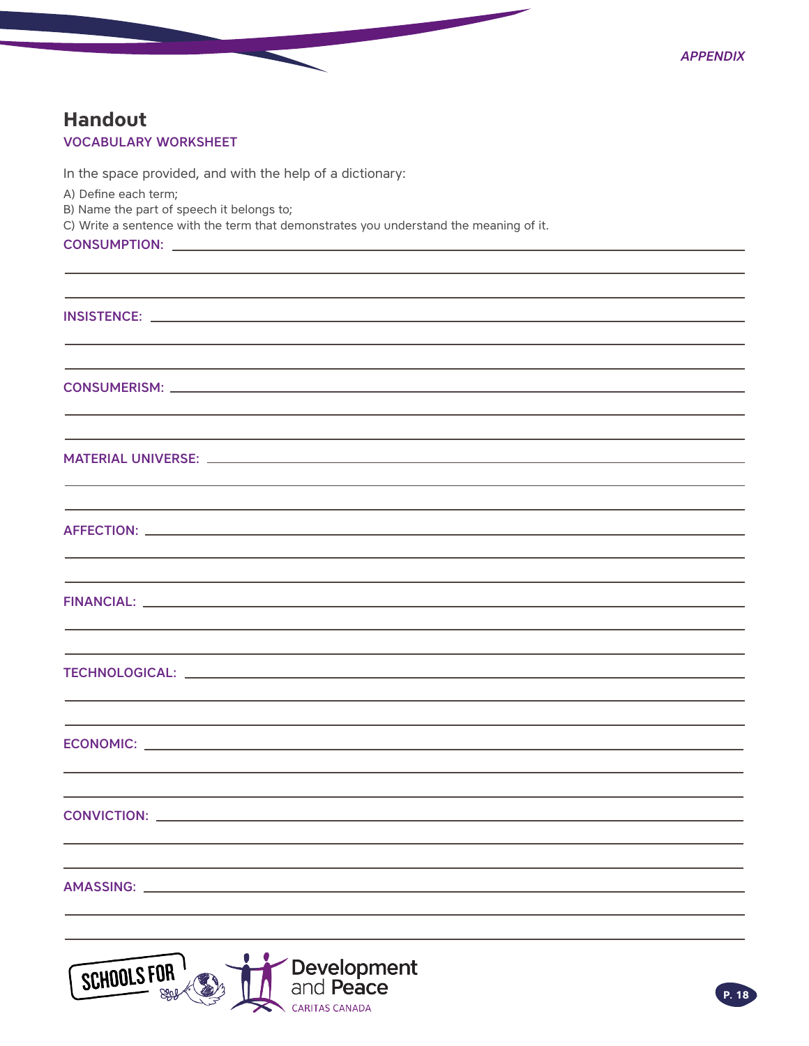## Handout

### VOCABULARY WORKSHEET

In the space provided, and with the help of a dictionary:

A) Define each term;
B) Name the part of speech it belongs to;
C) Write a sentence with the term that demonstrates you understand the meaning of it.

**CONSUMPTION:** ______________________________________________

______________________________________________

______________________________________________

**INSISTENCE:** ______________________________________________

______________________________________________

______________________________________________

**CONSUMERISM:** ______________________________________________

______________________________________________

______________________________________________

**MATERIAL UNIVERSE:** ______________________________________________

______________________________________________

______________________________________________

**AFFECTION:** ______________________________________________

______________________________________________

______________________________________________

**FINANCIAL:** ______________________________________________

______________________________________________

______________________________________________

**TECHNOLOGICAL:** ______________________________________________

______________________________________________

______________________________________________

**ECONOMIC:** ______________________________________________

______________________________________________

______________________________________________

**CONVICTION:** ______________________________________________

______________________________________________

______________________________________________

**AMASSING:** ______________________________________________

______________________________________________

______________________________________________